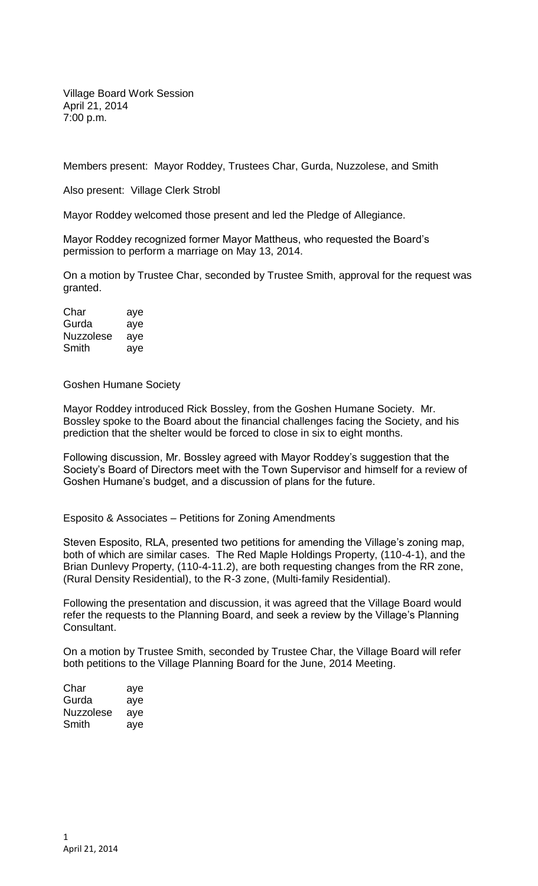Village Board Work Session
April 21, 2014
7:00 p.m.

Members present: Mayor Roddey, Trustees Char, Gurda, Nuzzolese, and Smith

Also present: Village Clerk Strobl

Mayor Roddey welcomed those present and led the Pledge of Allegiance.

Mayor Roddey recognized former Mayor Mattheus, who requested the Board's permission to perform a marriage on May 13, 2014.

On a motion by Trustee Char, seconded by Trustee Smith, approval for the request was granted.

| | |
|---|---|
| Char | aye |
| Gurda | aye |
| Nuzzolese | aye |
| Smith | aye |

Goshen Humane Society

Mayor Roddey introduced Rick Bossley, from the Goshen Humane Society. Mr. Bossley spoke to the Board about the financial challenges facing the Society, and his prediction that the shelter would be forced to close in six to eight months.

Following discussion, Mr. Bossley agreed with Mayor Roddey's suggestion that the Society's Board of Directors meet with the Town Supervisor and himself for a review of Goshen Humane's budget, and a discussion of plans for the future.

Esposito & Associates – Petitions for Zoning Amendments

Steven Esposito, RLA, presented two petitions for amending the Village's zoning map, both of which are similar cases. The Red Maple Holdings Property, (110-4-1), and the Brian Dunlevy Property, (110-4-11.2), are both requesting changes from the RR zone, (Rural Density Residential), to the R-3 zone, (Multi-family Residential).

Following the presentation and discussion, it was agreed that the Village Board would refer the requests to the Planning Board, and seek a review by the Village's Planning Consultant.

On a motion by Trustee Smith, seconded by Trustee Char, the Village Board will refer both petitions to the Village Planning Board for the June, 2014 Meeting.

| | |
|---|---|
| Char | aye |
| Gurda | aye |
| Nuzzolese | aye |
| Smith | aye |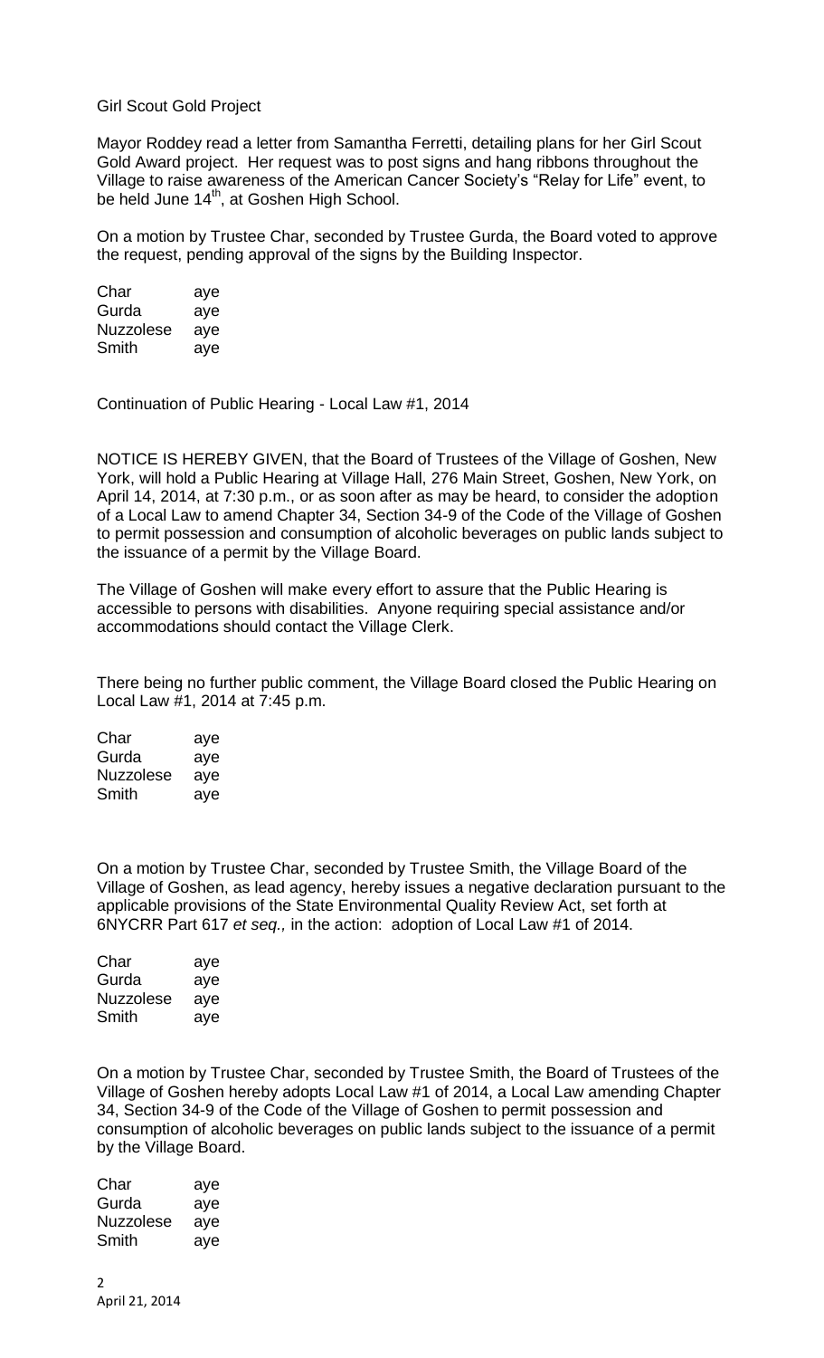Girl Scout Gold Project

Mayor Roddey read a letter from Samantha Ferretti, detailing plans for her Girl Scout Gold Award project. Her request was to post signs and hang ribbons throughout the Village to raise awareness of the American Cancer Society's "Relay for Life" event, to be held June 14th, at Goshen High School.

On a motion by Trustee Char, seconded by Trustee Gurda, the Board voted to approve the request, pending approval of the signs by the Building Inspector.

| | |
|---|---|
| Char | aye |
| Gurda | aye |
| Nuzzolese | aye |
| Smith | aye |

Continuation of Public Hearing - Local Law #1, 2014

NOTICE IS HEREBY GIVEN, that the Board of Trustees of the Village of Goshen, New York, will hold a Public Hearing at Village Hall, 276 Main Street, Goshen, New York, on April 14, 2014, at 7:30 p.m., or as soon after as may be heard, to consider the adoption of a Local Law to amend Chapter 34, Section 34-9 of the Code of the Village of Goshen to permit possession and consumption of alcoholic beverages on public lands subject to the issuance of a permit by the Village Board.

The Village of Goshen will make every effort to assure that the Public Hearing is accessible to persons with disabilities. Anyone requiring special assistance and/or accommodations should contact the Village Clerk.

There being no further public comment, the Village Board closed the Public Hearing on Local Law #1, 2014 at 7:45 p.m.

| | |
|---|---|
| Char | aye |
| Gurda | aye |
| Nuzzolese | aye |
| Smith | aye |

On a motion by Trustee Char, seconded by Trustee Smith, the Village Board of the Village of Goshen, as lead agency, hereby issues a negative declaration pursuant to the applicable provisions of the State Environmental Quality Review Act, set forth at 6NYCRR Part 617 *et seq.,* in the action: adoption of Local Law #1 of 2014.

| | |
|---|---|
| Char | aye |
| Gurda | aye |
| Nuzzolese | aye |
| Smith | aye |

On a motion by Trustee Char, seconded by Trustee Smith, the Board of Trustees of the Village of Goshen hereby adopts Local Law #1 of 2014, a Local Law amending Chapter 34, Section 34-9 of the Code of the Village of Goshen to permit possession and consumption of alcoholic beverages on public lands subject to the issuance of a permit by the Village Board.

| | |
|---|---|
| Char | aye |
| Gurda | aye |
| Nuzzolese | aye |
| Smith | aye |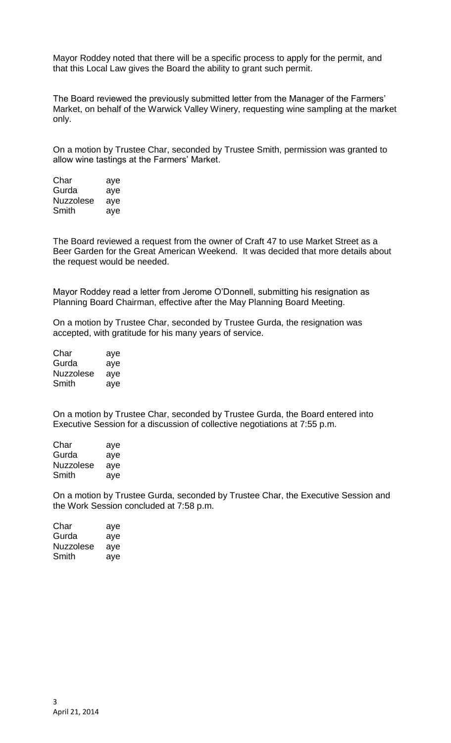Mayor Roddey noted that there will be a specific process to apply for the permit, and that this Local Law gives the Board the ability to grant such permit.

The Board reviewed the previously submitted letter from the Manager of the Farmers' Market, on behalf of the Warwick Valley Winery, requesting wine sampling at the market only.

On a motion by Trustee Char, seconded by Trustee Smith, permission was granted to allow wine tastings at the Farmers' Market.

| | |
|---|---|
| Char | aye |
| Gurda | aye |
| Nuzzolese | aye |
| Smith | aye |

The Board reviewed a request from the owner of Craft 47 to use Market Street as a Beer Garden for the Great American Weekend. It was decided that more details about the request would be needed.

Mayor Roddey read a letter from Jerome O'Donnell, submitting his resignation as Planning Board Chairman, effective after the May Planning Board Meeting.

On a motion by Trustee Char, seconded by Trustee Gurda, the resignation was accepted, with gratitude for his many years of service.

| | |
|---|---|
| Char | aye |
| Gurda | aye |
| Nuzzolese | aye |
| Smith | aye |

On a motion by Trustee Char, seconded by Trustee Gurda, the Board entered into Executive Session for a discussion of collective negotiations at 7:55 p.m.

| | |
|---|---|
| Char | aye |
| Gurda | aye |
| Nuzzolese | aye |
| Smith | aye |

On a motion by Trustee Gurda, seconded by Trustee Char, the Executive Session and the Work Session concluded at 7:58 p.m.

| | |
|---|---|
| Char | aye |
| Gurda | aye |
| Nuzzolese | aye |
| Smith | aye |